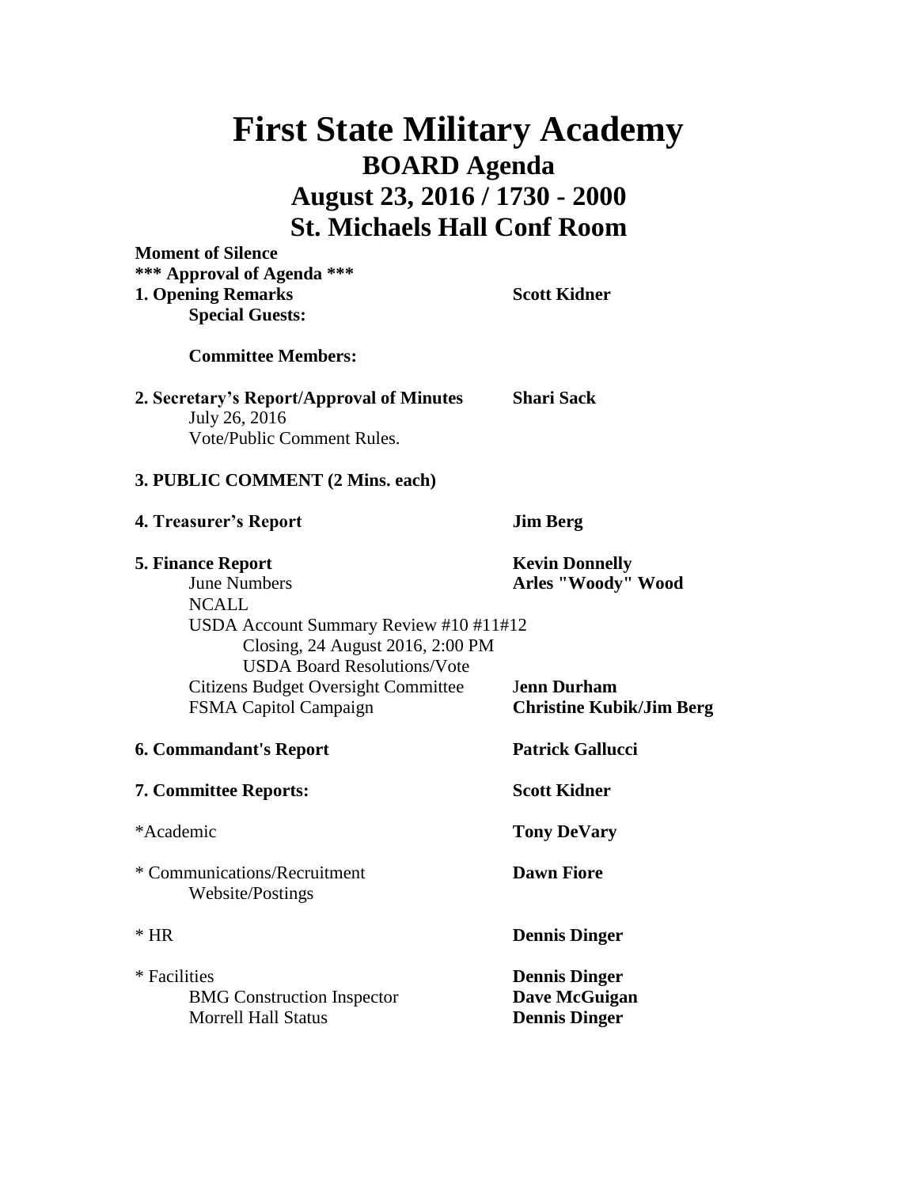# First State Military Academy

## BOARD Agenda

## August 23, 2016 / 1730 - 2000

## St. Michaels Hall Conf Room

**Moment of Silence**

**\*\*\* Approval of Agenda \*\*\***

**1. Opening Remarks** — **Scott Kidner**

**Special Guests:**

**Committee Members:**

**2. Secretary's Report/Approval of Minutes** — **Shari Sack**

July 26, 2016

Vote/Public Comment Rules.

**3. PUBLIC COMMENT (2 Mins. each)**

**4. Treasurer's Report** — **Jim Berg**

**5. Finance Report** — **Kevin Donnelly**

June Numbers — **Arles "Woody" Wood**

NCALL

USDA Account Summary Review #10 #11#12

Closing, 24 August 2016, 2:00 PM

USDA Board Resolutions/Vote

Citizens Budget Oversight Committee — **Jenn Durham**

FSMA Capitol Campaign — **Christine Kubik/Jim Berg**

**6. Commandant's Report** — **Patrick Gallucci**

**7. Committee Reports:** — **Scott Kidner**

*Academic — **Tony DeVary**

\* Communications/Recruitment — **Dawn Fiore**

Website/Postings

\* HR — **Dennis Dinger**

\* Facilities — **Dennis Dinger**

BMG Construction Inspector — **Dave McGuigan**

Morrell Hall Status — **Dennis Dinger**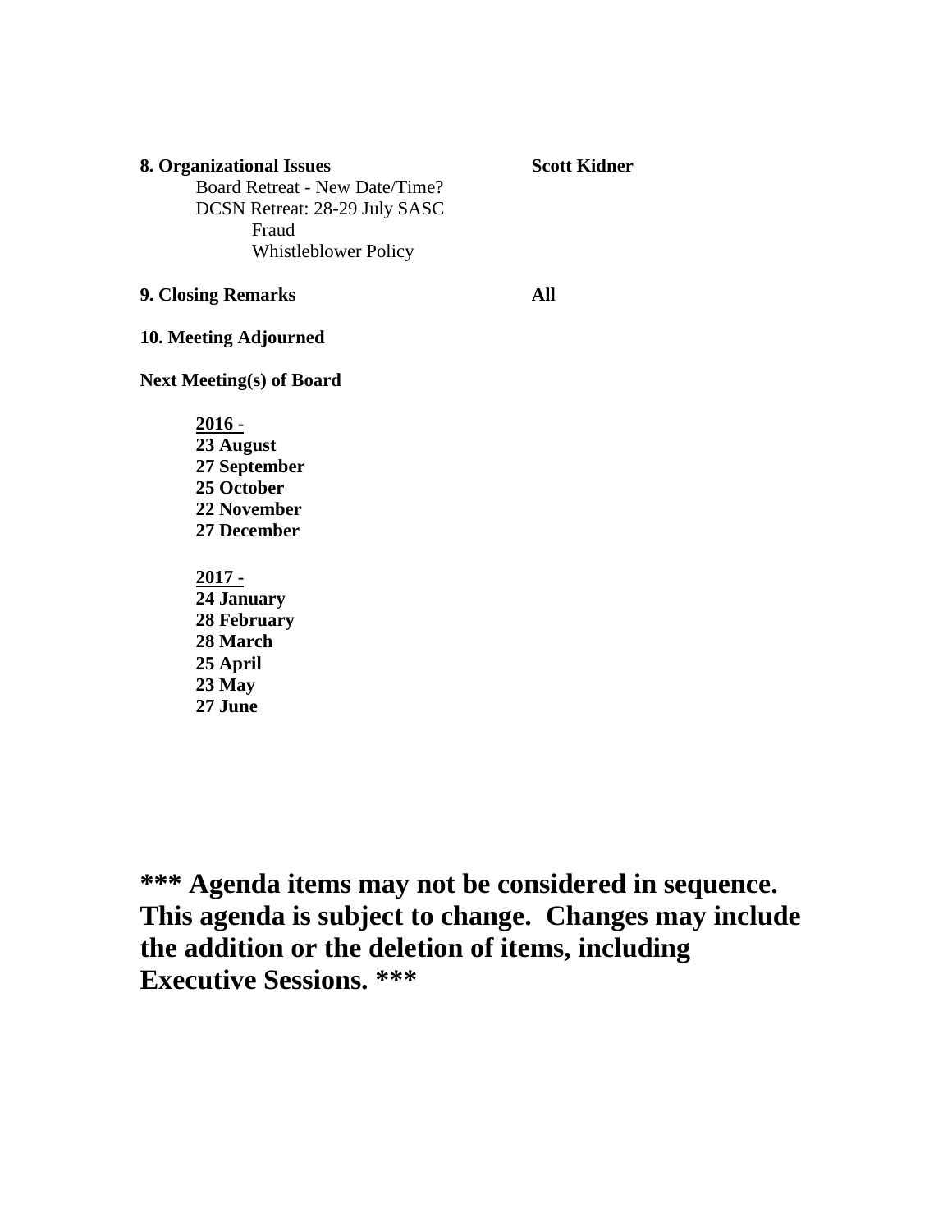**8. Organizational Issues** **Scott Kidner**

- Board Retreat - New Date/Time?
- DCSN Retreat: 28-29 July SASC
  - Fraud
  - Whistleblower Policy

**9. Closing Remarks** **All**

**10. Meeting Adjourned**

**Next Meeting(s) of Board**

**2016 -**
**23 August**
**27 September**
**25 October**
**22 November**
**27 December**

**2017 -**
**24 January**
**28 February**
**28 March**
**25 April**
**23 May**
**27 June**

**\*\*\* Agenda items may not be considered in sequence. This agenda is subject to change. Changes may include the addition or the deletion of items, including Executive Sessions. \*\*\***